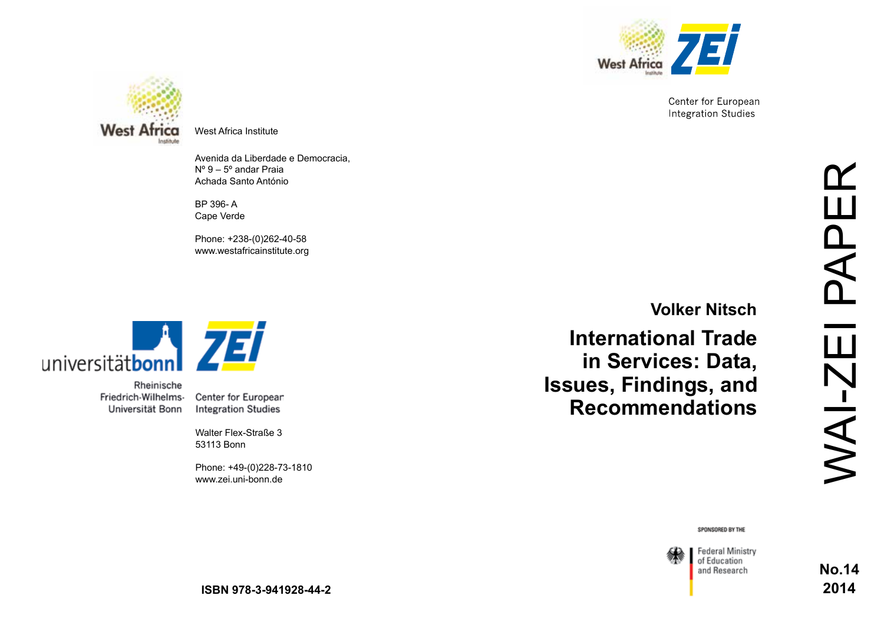West Africa Institute

Avenida da Liberdade e Democracia,
Nº 9 – 5º andar Praia
Achada Santo António

BP 396- A
Cape Verde

Phone: +238-(0)262-40-58
www.westafricainstitute.org

Rheinische Friedrich-Wilhelms-Universität Bonn

Center for European Integration Studies

Walter Flex-Straße 3
53113 Bonn

Phone: +49-(0)228-73-1810
www.zei.uni-bonn.de

ISBN 978-3-941928-44-2

Center for European Integration Studies

**Volker Nitsch**

# International Trade in Services: Data, Issues, Findings, and Recommendations

WAI-ZEI PAPER

SPONSORED BY THE

Federal Ministry of Education and Research

**No.14**
**2014**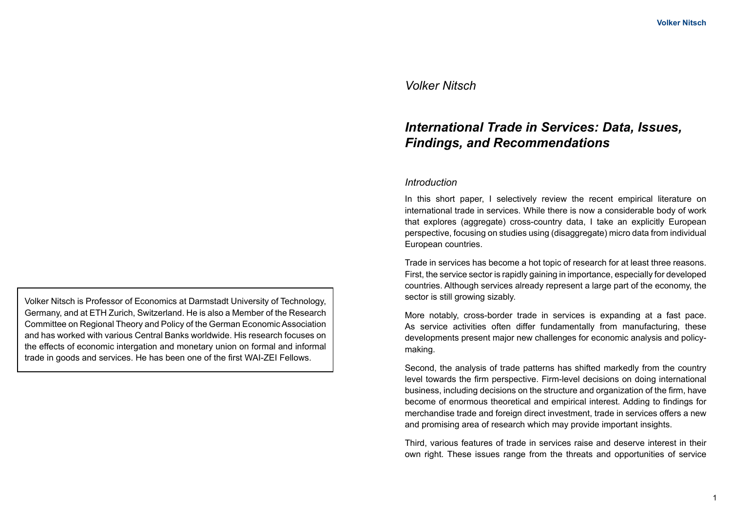Volker Nitsch is Professor of Economics at Darmstadt University of Technology, Germany, and at ETH Zurich, Switzerland. He is also a Member of the Research Committee on Regional Theory and Policy of the German Economic Association and has worked with various Central Banks worldwide. His research focuses on the effects of economic intergation and monetary union on formal and informal trade in goods and services. He has been one of the first WAI-ZEI Fellows.

*Volker Nitsch*

# *International Trade in Services: Data, Issues, Findings, and Recommendations*

## *Introduction*

In this short paper, I selectively review the recent empirical literature on international trade in services. While there is now a considerable body of work that explores (aggregate) cross-country data, I take an explicitly European perspective, focusing on studies using (disaggregate) micro data from individual European countries.

Trade in services has become a hot topic of research for at least three reasons. First, the service sector is rapidly gaining in importance, especially for developed countries. Although services already represent a large part of the economy, the sector is still growing sizably.

More notably, cross-border trade in services is expanding at a fast pace. As service activities often differ fundamentally from manufacturing, these developments present major new challenges for economic analysis and policy-making.

Second, the analysis of trade patterns has shifted markedly from the country level towards the firm perspective. Firm-level decisions on doing international business, including decisions on the structure and organization of the firm, have become of enormous theoretical and empirical interest. Adding to findings for merchandise trade and foreign direct investment, trade in services offers a new and promising area of research which may provide important insights.

Third, various features of trade in services raise and deserve interest in their own right. These issues range from the threats and opportunities of service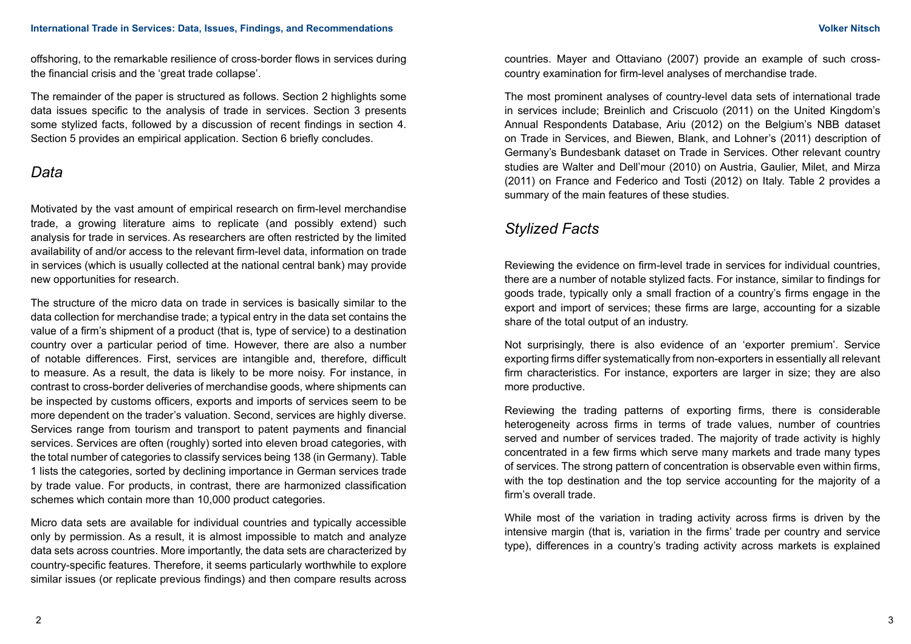offshoring, to the remarkable resilience of cross-border flows in services during the financial crisis and the 'great trade collapse'.

The remainder of the paper is structured as follows. Section 2 highlights some data issues specific to the analysis of trade in services. Section 3 presents some stylized facts, followed by a discussion of recent findings in section 4. Section 5 provides an empirical application. Section 6 briefly concludes.

## *Data*

Motivated by the vast amount of empirical research on firm-level merchandise trade, a growing literature aims to replicate (and possibly extend) such analysis for trade in services. As researchers are often restricted by the limited availability of and/or access to the relevant firm-level data, information on trade in services (which is usually collected at the national central bank) may provide new opportunities for research.

The structure of the micro data on trade in services is basically similar to the data collection for merchandise trade; a typical entry in the data set contains the value of a firm's shipment of a product (that is, type of service) to a destination country over a particular period of time. However, there are also a number of notable differences. First, services are intangible and, therefore, difficult to measure. As a result, the data is likely to be more noisy. For instance, in contrast to cross-border deliveries of merchandise goods, where shipments can be inspected by customs officers, exports and imports of services seem to be more dependent on the trader's valuation. Second, services are highly diverse. Services range from tourism and transport to patent payments and financial services. Services are often (roughly) sorted into eleven broad categories, with the total number of categories to classify services being 138 (in Germany). Table 1 lists the categories, sorted by declining importance in German services trade by trade value. For products, in contrast, there are harmonized classification schemes which contain more than 10,000 product categories.

Micro data sets are available for individual countries and typically accessible only by permission. As a result, it is almost impossible to match and analyze data sets across countries. More importantly, the data sets are characterized by country-specific features. Therefore, it seems particularly worthwhile to explore similar issues (or replicate previous findings) and then compare results across countries. Mayer and Ottaviano (2007) provide an example of such cross-country examination for firm-level analyses of merchandise trade.

The most prominent analyses of country-level data sets of international trade in services include; Breinlich and Criscuolo (2011) on the United Kingdom's Annual Respondents Database, Ariu (2012) on the Belgium's NBB dataset on Trade in Services, and Biewen, Blank, and Lohner's (2011) description of Germany's Bundesbank dataset on Trade in Services. Other relevant country studies are Walter and Dell'mour (2010) on Austria, Gaulier, Milet, and Mirza (2011) on France and Federico and Tosti (2012) on Italy. Table 2 provides a summary of the main features of these studies.

## *Stylized Facts*

Reviewing the evidence on firm-level trade in services for individual countries, there are a number of notable stylized facts. For instance, similar to findings for goods trade, typically only a small fraction of a country's firms engage in the export and import of services; these firms are large, accounting for a sizable share of the total output of an industry.

Not surprisingly, there is also evidence of an 'exporter premium'. Service exporting firms differ systematically from non-exporters in essentially all relevant firm characteristics. For instance, exporters are larger in size; they are also more productive.

Reviewing the trading patterns of exporting firms, there is considerable heterogeneity across firms in terms of trade values, number of countries served and number of services traded. The majority of trade activity is highly concentrated in a few firms which serve many markets and trade many types of services. The strong pattern of concentration is observable even within firms, with the top destination and the top service accounting for the majority of a firm's overall trade.

While most of the variation in trading activity across firms is driven by the intensive margin (that is, variation in the firms' trade per country and service type), differences in a country's trading activity across markets is explained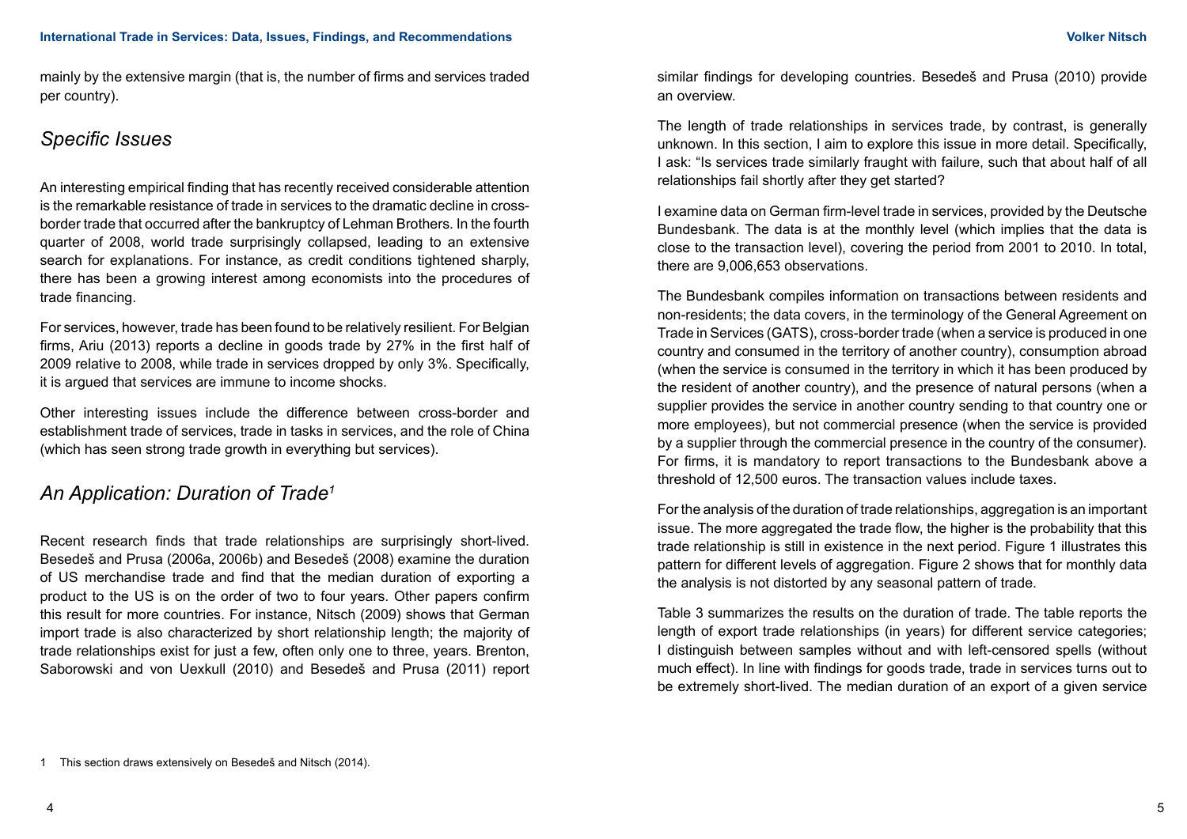mainly by the extensive margin (that is, the number of firms and services traded per country).

## *Specific Issues*

An interesting empirical finding that has recently received considerable attention is the remarkable resistance of trade in services to the dramatic decline in cross-border trade that occurred after the bankruptcy of Lehman Brothers. In the fourth quarter of 2008, world trade surprisingly collapsed, leading to an extensive search for explanations. For instance, as credit conditions tightened sharply, there has been a growing interest among economists into the procedures of trade financing.

For services, however, trade has been found to be relatively resilient. For Belgian firms, Ariu (2013) reports a decline in goods trade by 27% in the first half of 2009 relative to 2008, while trade in services dropped by only 3%. Specifically, it is argued that services are immune to income shocks.

Other interesting issues include the difference between cross-border and establishment trade of services, trade in tasks in services, and the role of China (which has seen strong trade growth in everything but services).

## *An Application: Duration of Trade*[1]

Recent research finds that trade relationships are surprisingly short-lived. Besedeš and Prusa (2006a, 2006b) and Besedeš (2008) examine the duration of US merchandise trade and find that the median duration of exporting a product to the US is on the order of two to four years. Other papers confirm this result for more countries. For instance, Nitsch (2009) shows that German import trade is also characterized by short relationship length; the majority of trade relationships exist for just a few, often only one to three, years. Brenton, Saborowski and von Uexkull (2010) and Besedeš and Prusa (2011) report similar findings for developing countries. Besedeš and Prusa (2010) provide an overview.

The length of trade relationships in services trade, by contrast, is generally unknown. In this section, I aim to explore this issue in more detail. Specifically, I ask: "Is services trade similarly fraught with failure, such that about half of all relationships fail shortly after they get started?

I examine data on German firm-level trade in services, provided by the Deutsche Bundesbank. The data is at the monthly level (which implies that the data is close to the transaction level), covering the period from 2001 to 2010. In total, there are 9,006,653 observations.

The Bundesbank compiles information on transactions between residents and non-residents; the data covers, in the terminology of the General Agreement on Trade in Services (GATS), cross-border trade (when a service is produced in one country and consumed in the territory of another country), consumption abroad (when the service is consumed in the territory in which it has been produced by the resident of another country), and the presence of natural persons (when a supplier provides the service in another country sending to that country one or more employees), but not commercial presence (when the service is provided by a supplier through the commercial presence in the country of the consumer). For firms, it is mandatory to report transactions to the Bundesbank above a threshold of 12,500 euros. The transaction values include taxes.

For the analysis of the duration of trade relationships, aggregation is an important issue. The more aggregated the trade flow, the higher is the probability that this trade relationship is still in existence in the next period. Figure 1 illustrates this pattern for different levels of aggregation. Figure 2 shows that for monthly data the analysis is not distorted by any seasonal pattern of trade.

Table 3 summarizes the results on the duration of trade. The table reports the length of export trade relationships (in years) for different service categories; I distinguish between samples without and with left-censored spells (without much effect). In line with findings for goods trade, trade in services turns out to be extremely short-lived. The median duration of an export of a given service

[1] This section draws extensively on Besedeš and Nitsch (2014).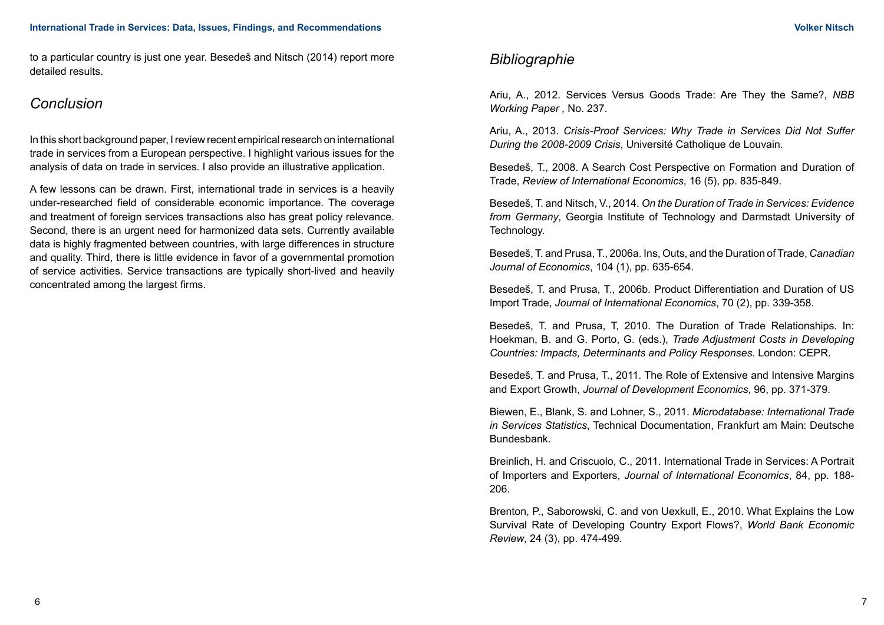to a particular country is just one year. Besedeš and Nitsch (2014) report more detailed results.

## *Conclusion*

In this short background paper, I review recent empirical research on international trade in services from a European perspective. I highlight various issues for the analysis of data on trade in services. I also provide an illustrative application.

A few lessons can be drawn. First, international trade in services is a heavily under-researched field of considerable economic importance. The coverage and treatment of foreign services transactions also has great policy relevance. Second, there is an urgent need for harmonized data sets. Currently available data is highly fragmented between countries, with large differences in structure and quality. Third, there is little evidence in favor of a governmental promotion of service activities. Service transactions are typically short-lived and heavily concentrated among the largest firms.

## *Bibliographie*

Ariu, A., 2012. Services Versus Goods Trade: Are They the Same?, *NBB Working Paper ,* No. 237.

Ariu, A., 2013. *Crisis-Proof Services: Why Trade in Services Did Not Suffer During the 2008-2009 Crisis*, Université Catholique de Louvain.

Besedeš, T., 2008. A Search Cost Perspective on Formation and Duration of Trade, *Review of International Economics*, 16 (5), pp. 835-849.

Besedeš, T. and Nitsch, V., 2014. *On the Duration of Trade in Services: Evidence from Germany*, Georgia Institute of Technology and Darmstadt University of Technology.

Besedeš, T. and Prusa, T., 2006a. Ins, Outs, and the Duration of Trade, *Canadian Journal of Economics*, 104 (1), pp. 635-654.

Besedeš, T. and Prusa, T., 2006b. Product Differentiation and Duration of US Import Trade, *Journal of International Economics*, 70 (2), pp. 339-358.

Besedeš, T. and Prusa, T, 2010. The Duration of Trade Relationships. In: Hoekman, B. and G. Porto, G. (eds.), *Trade Adjustment Costs in Developing Countries: Impacts, Determinants and Policy Responses*. London: CEPR.

Besedeš, T. and Prusa, T., 2011. The Role of Extensive and Intensive Margins and Export Growth, *Journal of Development Economics*, 96, pp. 371-379.

Biewen, E., Blank, S. and Lohner, S., 2011. *Microdatabase: International Trade in Services Statistics*, Technical Documentation, Frankfurt am Main: Deutsche Bundesbank.

Breinlich, H. and Criscuolo, C., 2011. International Trade in Services: A Portrait of Importers and Exporters, *Journal of International Economics*, 84, pp. 188-206.

Brenton, P., Saborowski, C. and von Uexkull, E., 2010. What Explains the Low Survival Rate of Developing Country Export Flows?, *World Bank Economic Review*, 24 (3), pp. 474-499.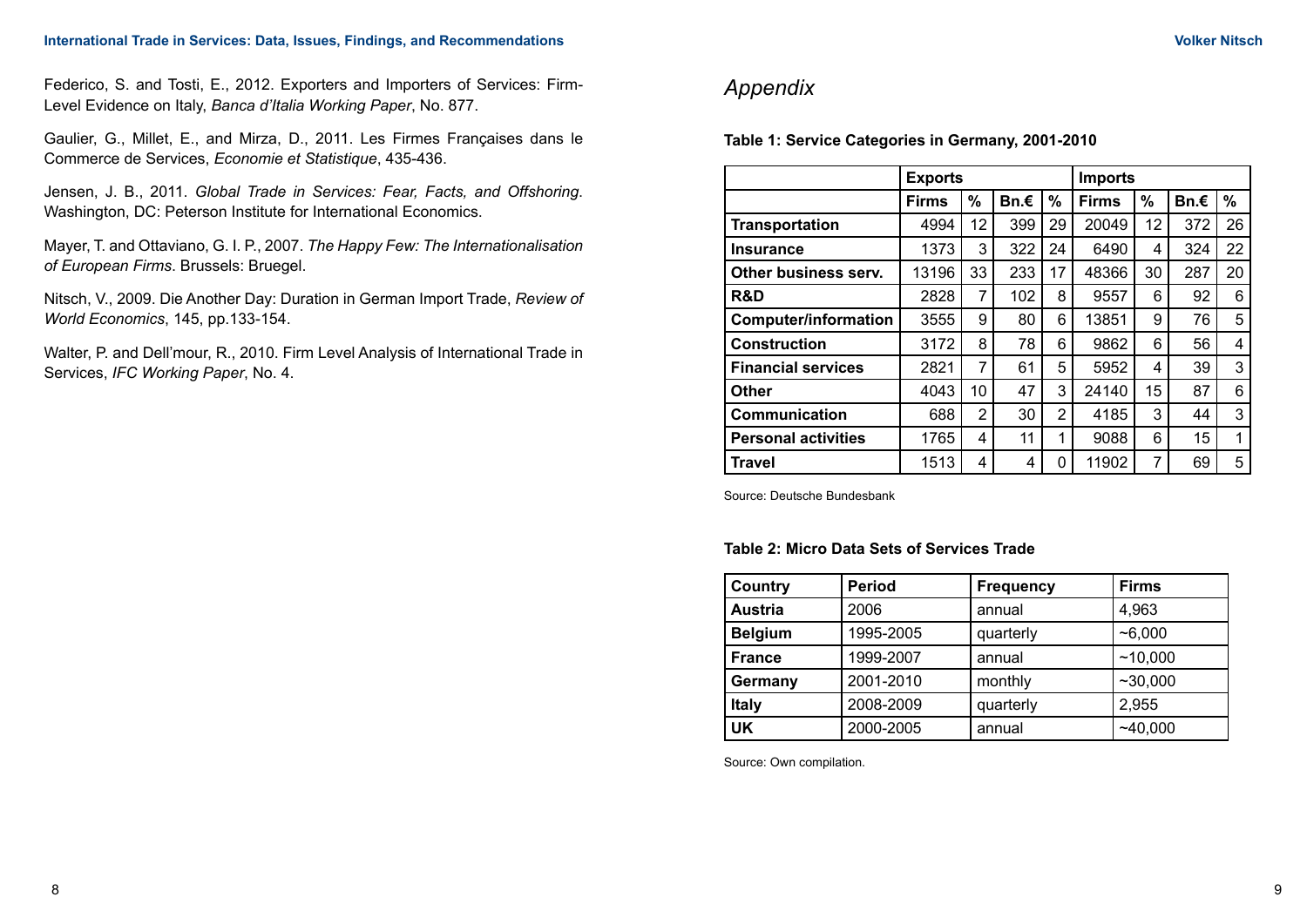Federico, S. and Tosti, E., 2012. Exporters and Importers of Services: Firm-Level Evidence on Italy, *Banca d'Italia Working Paper*, No. 877.

Gaulier, G., Millet, E., and Mirza, D., 2011. Les Firmes Françaises dans le Commerce de Services, *Economie et Statistique*, 435-436.

Jensen, J. B., 2011. *Global Trade in Services: Fear, Facts, and Offshoring*. Washington, DC: Peterson Institute for International Economics.

Mayer, T. and Ottaviano, G. I. P., 2007. *The Happy Few: The Internationalisation of European Firms*. Brussels: Bruegel.

Nitsch, V., 2009. Die Another Day: Duration in German Import Trade, *Review of World Economics*, 145, pp.133-154.

Walter, P. and Dell'mour, R., 2010. Firm Level Analysis of International Trade in Services, *IFC Working Paper*, No. 4.

## *Appendix*

**Table 1: Service Categories in Germany, 2001-2010**

| | Exports | | | | Imports | | | |
|---|---|---|---|---|---|---|---|---|
| | Firms | % | Bn.€ | % | Firms | % | Bn.€ | % |
| **Transportation** | 4994 | 12 | 399 | 29 | 20049 | 12 | 372 | 26 |
| **Insurance** | 1373 | 3 | 322 | 24 | 6490 | 4 | 324 | 22 |
| **Other business serv.** | 13196 | 33 | 233 | 17 | 48366 | 30 | 287 | 20 |
| **R&D** | 2828 | 7 | 102 | 8 | 9557 | 6 | 92 | 6 |
| **Computer/information** | 3555 | 9 | 80 | 6 | 13851 | 9 | 76 | 5 |
| **Construction** | 3172 | 8 | 78 | 6 | 9862 | 6 | 56 | 4 |
| **Financial services** | 2821 | 7 | 61 | 5 | 5952 | 4 | 39 | 3 |
| **Other** | 4043 | 10 | 47 | 3 | 24140 | 15 | 87 | 6 |
| **Communication** | 688 | 2 | 30 | 2 | 4185 | 3 | 44 | 3 |
| **Personal activities** | 1765 | 4 | 11 | 1 | 9088 | 6 | 15 | 1 |
| **Travel** | 1513 | 4 | 4 | 0 | 11902 | 7 | 69 | 5 |

Source: Deutsche Bundesbank

**Table 2: Micro Data Sets of Services Trade**

| Country | Period | Frequency | Firms |
|---|---|---|---|
| **Austria** | 2006 | annual | 4,963 |
| **Belgium** | 1995-2005 | quarterly | ~6,000 |
| **France** | 1999-2007 | annual | ~10,000 |
| **Germany** | 2001-2010 | monthly | ~30,000 |
| **Italy** | 2008-2009 | quarterly | 2,955 |
| **UK** | 2000-2005 | annual | ~40,000 |

Source: Own compilation.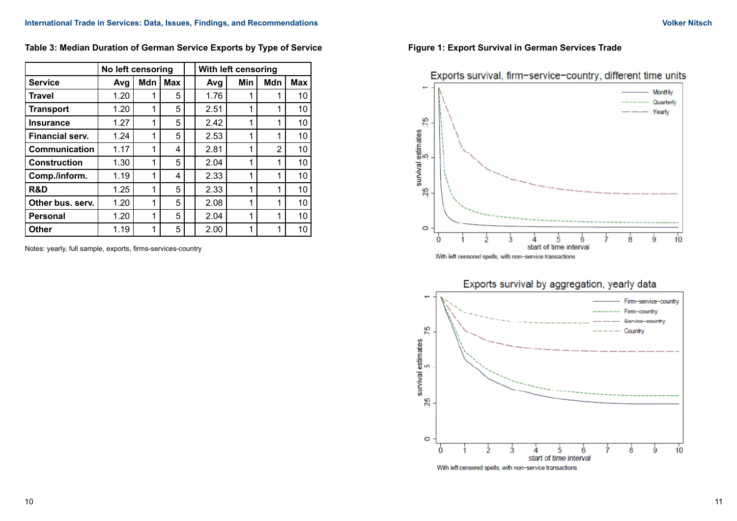**Table 3: Median Duration of German Service Exports by Type of Service**

| | No left censoring | | | | With left censoring | | | |
|---|---|---|---|---|---|---|---|---|
| **Service** | **Avg** | **Mdn** | **Max** | | **Avg** | **Min** | **Mdn** | **Max** |
| **Travel** | 1.20 | 1 | 5 | | 1.76 | 1 | 1 | 10 |
| **Transport** | 1.20 | 1 | 5 | | 2.51 | 1 | 1 | 10 |
| **Insurance** | 1.27 | 1 | 5 | | 2.42 | 1 | 1 | 10 |
| **Financial serv.** | 1.24 | 1 | 5 | | 2.53 | 1 | 1 | 10 |
| **Communication** | 1.17 | 1 | 4 | | 2.81 | 1 | 2 | 10 |
| **Construction** | 1.30 | 1 | 5 | | 2.04 | 1 | 1 | 10 |
| **Comp./inform.** | 1.19 | 1 | 4 | | 2.33 | 1 | 1 | 10 |
| **R&D** | 1.25 | 1 | 5 | | 2.33 | 1 | 1 | 10 |
| **Other bus. serv.** | 1.20 | 1 | 5 | | 2.08 | 1 | 1 | 10 |
| **Personal** | 1.20 | 1 | 5 | | 2.04 | 1 | 1 | 10 |
| **Other** | 1.19 | 1 | 5 | | 2.00 | 1 | 1 | 10 |

Notes: yearly, full sample, exports, firms-services-country

**Figure 1: Export Survival in German Services Trade**

Exports survival, firm−service−country, different time units

With left censored spells, with non−service transactions

Exports survival by aggregation, yearly data

With left censored spells, with non−service transactions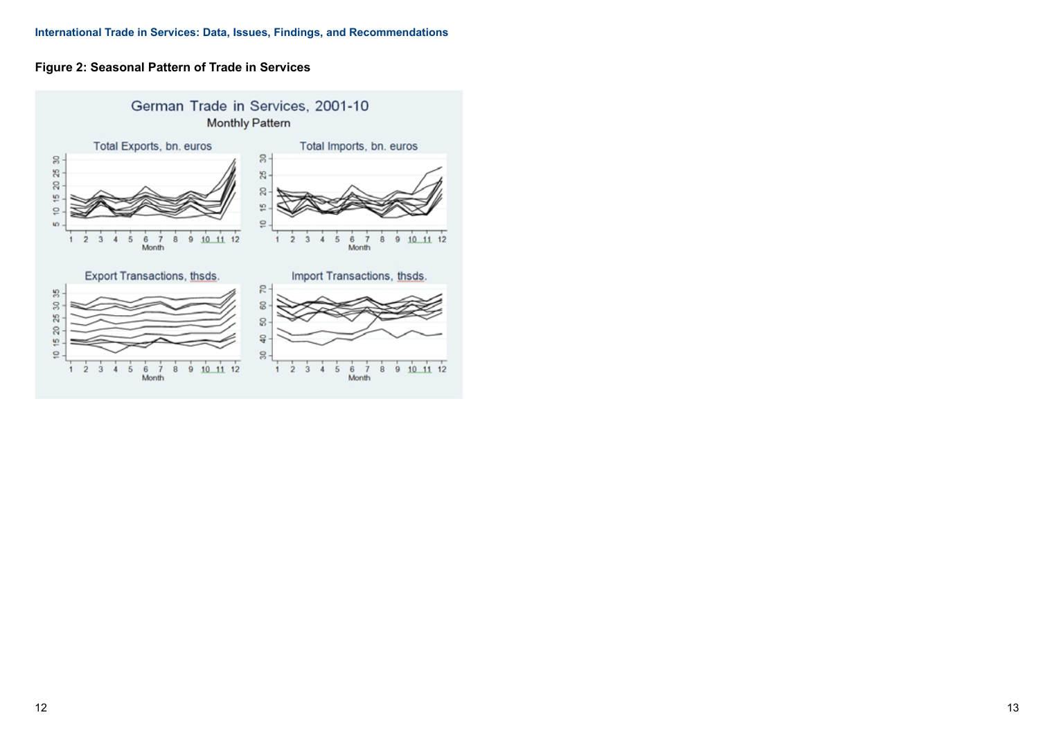**Figure 2: Seasonal Pattern of Trade in Services**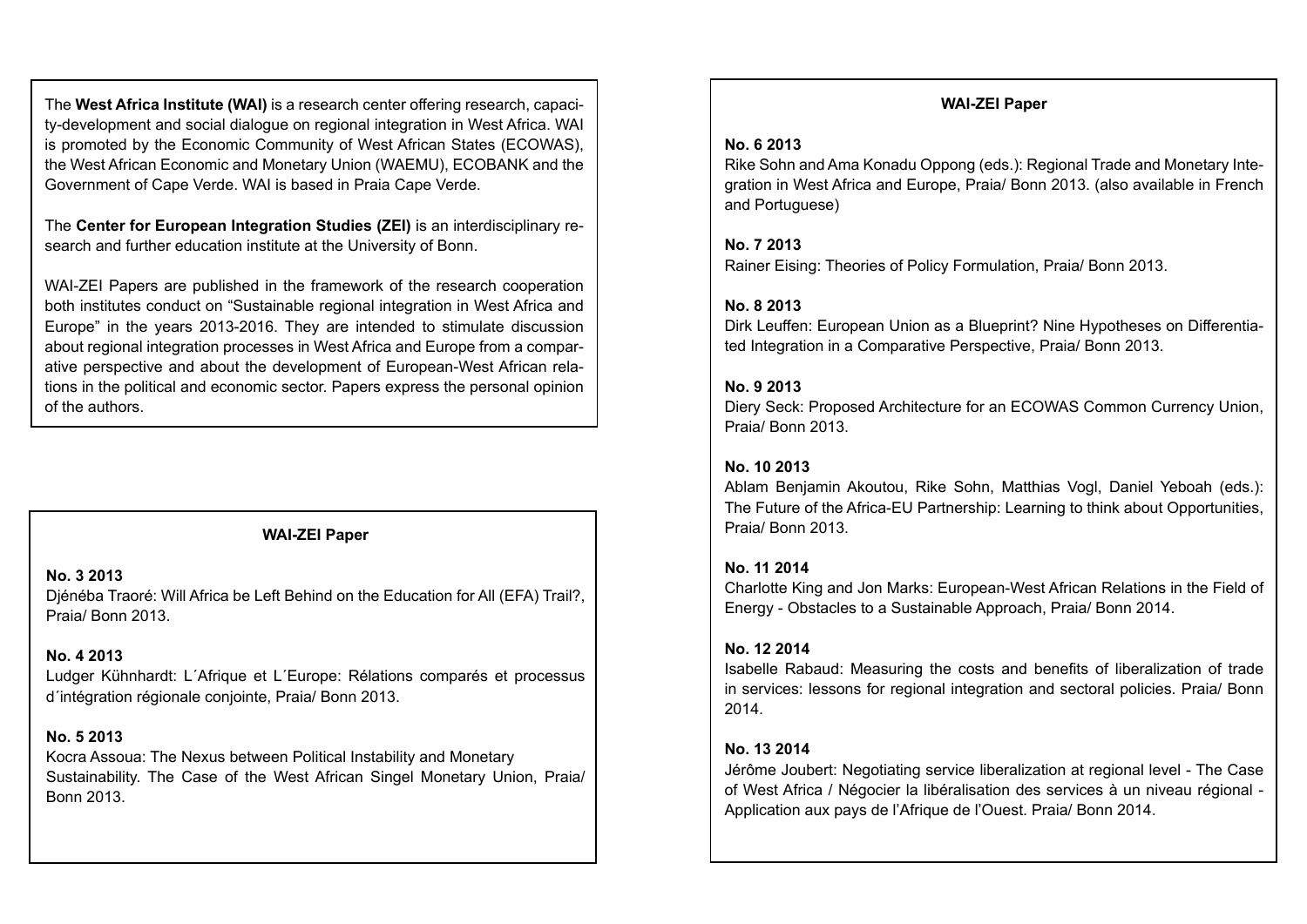The **West Africa Institute (WAI)** is a research center offering research, capacity-development and social dialogue on regional integration in West Africa. WAI is promoted by the Economic Community of West African States (ECOWAS), the West African Economic and Monetary Union (WAEMU), ECOBANK and the Government of Cape Verde. WAI is based in Praia Cape Verde.

The **Center for European Integration Studies (ZEI)** is an interdisciplinary research and further education institute at the University of Bonn.

WAI-ZEI Papers are published in the framework of the research cooperation both institutes conduct on "Sustainable regional integration in West Africa and Europe" in the years 2013-2016. They are intended to stimulate discussion about regional integration processes in West Africa and Europe from a comparative perspective and about the development of European-West African relations in the political and economic sector. Papers express the personal opinion of the authors.

**WAI-ZEI Paper**

**No. 3 2013**
Djénéba Traoré: Will Africa be Left Behind on the Education for All (EFA) Trail?, Praia/ Bonn 2013.

**No. 4 2013**
Ludger Kühnhardt: L´Afrique et L´Europe: Rélations comparés et processus d´intégration régionale conjointe, Praia/ Bonn 2013.

**No. 5 2013**
Kocra Assoua: The Nexus between Political Instability and Monetary Sustainability. The Case of the West African Singel Monetary Union, Praia/ Bonn 2013.

**WAI-ZEI Paper**

**No. 6 2013**
Rike Sohn and Ama Konadu Oppong (eds.): Regional Trade and Monetary Integration in West Africa and Europe, Praia/ Bonn 2013. (also available in French and Portuguese)

**No. 7 2013**
Rainer Eising: Theories of Policy Formulation, Praia/ Bonn 2013.

**No. 8 2013**
Dirk Leuffen: European Union as a Blueprint? Nine Hypotheses on Differentiated Integration in a Comparative Perspective, Praia/ Bonn 2013.

**No. 9 2013**
Diery Seck: Proposed Architecture for an ECOWAS Common Currency Union, Praia/ Bonn 2013.

**No. 10 2013**
Ablam Benjamin Akoutou, Rike Sohn, Matthias Vogl, Daniel Yeboah (eds.): The Future of the Africa-EU Partnership: Learning to think about Opportunities, Praia/ Bonn 2013.

**No. 11 2014**
Charlotte King and Jon Marks: European-West African Relations in the Field of Energy - Obstacles to a Sustainable Approach, Praia/ Bonn 2014.

**No. 12 2014**
Isabelle Rabaud: Measuring the costs and benefits of liberalization of trade in services: lessons for regional integration and sectoral policies. Praia/ Bonn 2014.

**No. 13 2014**
Jérôme Joubert: Negotiating service liberalization at regional level - The Case of West Africa / Négocier la libéralisation des services à un niveau régional - Application aux pays de l'Afrique de l'Ouest. Praia/ Bonn 2014.